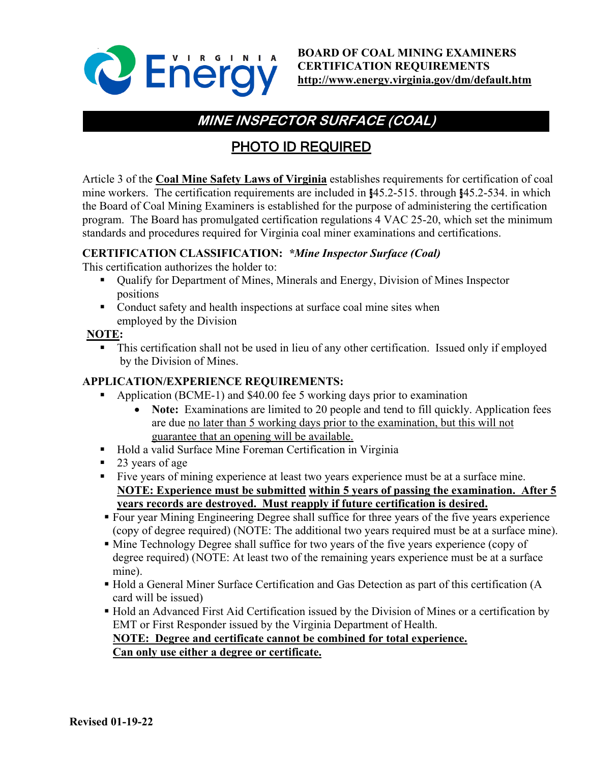**BOARD OF COAL MINING EXAMINERS**
**CERTIFICATION REQUIREMENTS**
**http://www.energy.virginia.gov/dm/default.htm**

# *MINE INSPECTOR SURFACE (COAL)*

## PHOTO ID REQUIRED

Article 3 of the **Coal Mine Safety Laws of Virginia** establishes requirements for certification of coal mine workers. The certification requirements are included in §45.2-515. through §45.2-534. in which the Board of Coal Mining Examiners is established for the purpose of administering the certification program. The Board has promulgated certification regulations 4 VAC 25-20, which set the minimum standards and procedures required for Virginia coal miner examinations and certifications.

**CERTIFICATION CLASSIFICATION:** ***Mine Inspector Surface (Coal)***

This certification authorizes the holder to:

- Qualify for Department of Mines, Minerals and Energy, Division of Mines Inspector positions
- Conduct safety and health inspections at surface coal mine sites when employed by the Division

**NOTE:**

- This certification shall not be used in lieu of any other certification. Issued only if employed by the Division of Mines.

**APPLICATION/EXPERIENCE REQUIREMENTS:**

- Application (BCME-1) and $40.00 fee 5 working days prior to examination
  - **Note:** Examinations are limited to 20 people and tend to fill quickly. Application fees are due no later than 5 working days prior to the examination, but this will not guarantee that an opening will be available.
- Hold a valid Surface Mine Foreman Certification in Virginia
- 23 years of age
- Five years of mining experience at least two years experience must be at a surface mine. **NOTE: Experience must be submitted within 5 years of passing the examination. After 5 years records are destroyed. Must reapply if future certification is desired.**
- Four year Mining Engineering Degree shall suffice for three years of the five years experience (copy of degree required) (NOTE: The additional two years required must be at a surface mine).
- Mine Technology Degree shall suffice for two years of the five years experience (copy of degree required) (NOTE: At least two of the remaining years experience must be at a surface mine).
- Hold a General Miner Surface Certification and Gas Detection as part of this certification (A card will be issued)
- Hold an Advanced First Aid Certification issued by the Division of Mines or a certification by EMT or First Responder issued by the Virginia Department of Health.
  **NOTE: Degree and certificate cannot be combined for total experience. Can only use either a degree or certificate.**

**Revised 01-19-22**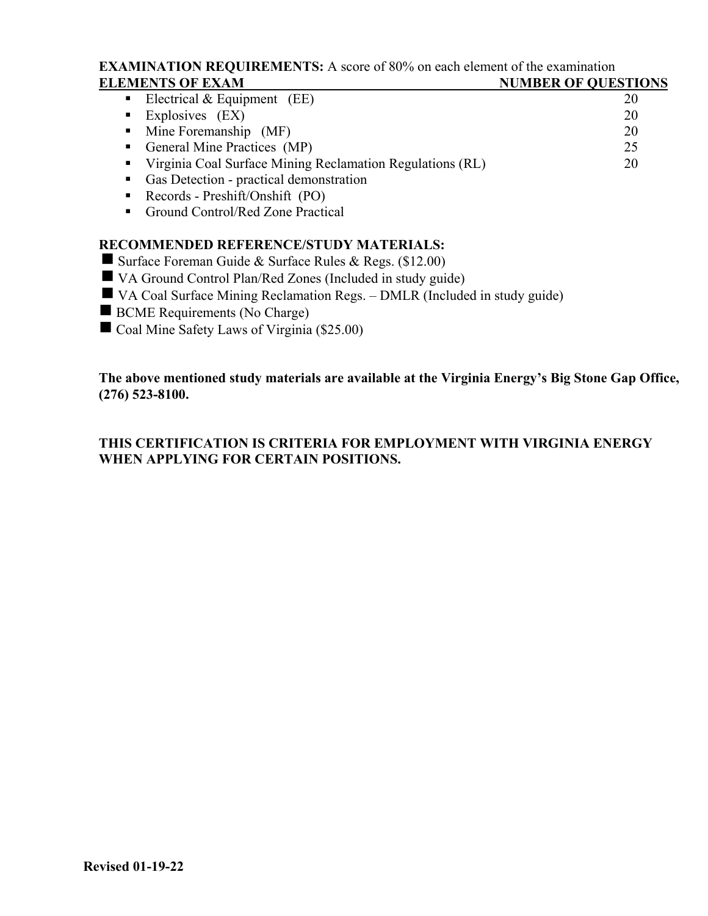**EXAMINATION REQUIREMENTS:** A score of 80% on each element of the examination

| ELEMENTS OF EXAM | NUMBER OF QUESTIONS |
|---|---|
| Electrical & Equipment (EE) | 20 |
| Explosives (EX) | 20 |
| Mine Foremanship (MF) | 20 |
| General Mine Practices (MP) | 25 |
| Virginia Coal Surface Mining Reclamation Regulations (RL) | 20 |
| Gas Detection - practical demonstration | |
| Records - Preshift/Onshift (PO) | |
| Ground Control/Red Zone Practical | |

**RECOMMENDED REFERENCE/STUDY MATERIALS:**

- Surface Foreman Guide & Surface Rules & Regs. ($12.00)
- VA Ground Control Plan/Red Zones (Included in study guide)
- VA Coal Surface Mining Reclamation Regs. – DMLR (Included in study guide)
- BCME Requirements (No Charge)
- Coal Mine Safety Laws of Virginia ($25.00)

**The above mentioned study materials are available at the Virginia Energy's Big Stone Gap Office, (276) 523-8100.**

**THIS CERTIFICATION IS CRITERIA FOR EMPLOYMENT WITH VIRGINIA ENERGY WHEN APPLYING FOR CERTAIN POSITIONS.**

**Revised 01-19-22**